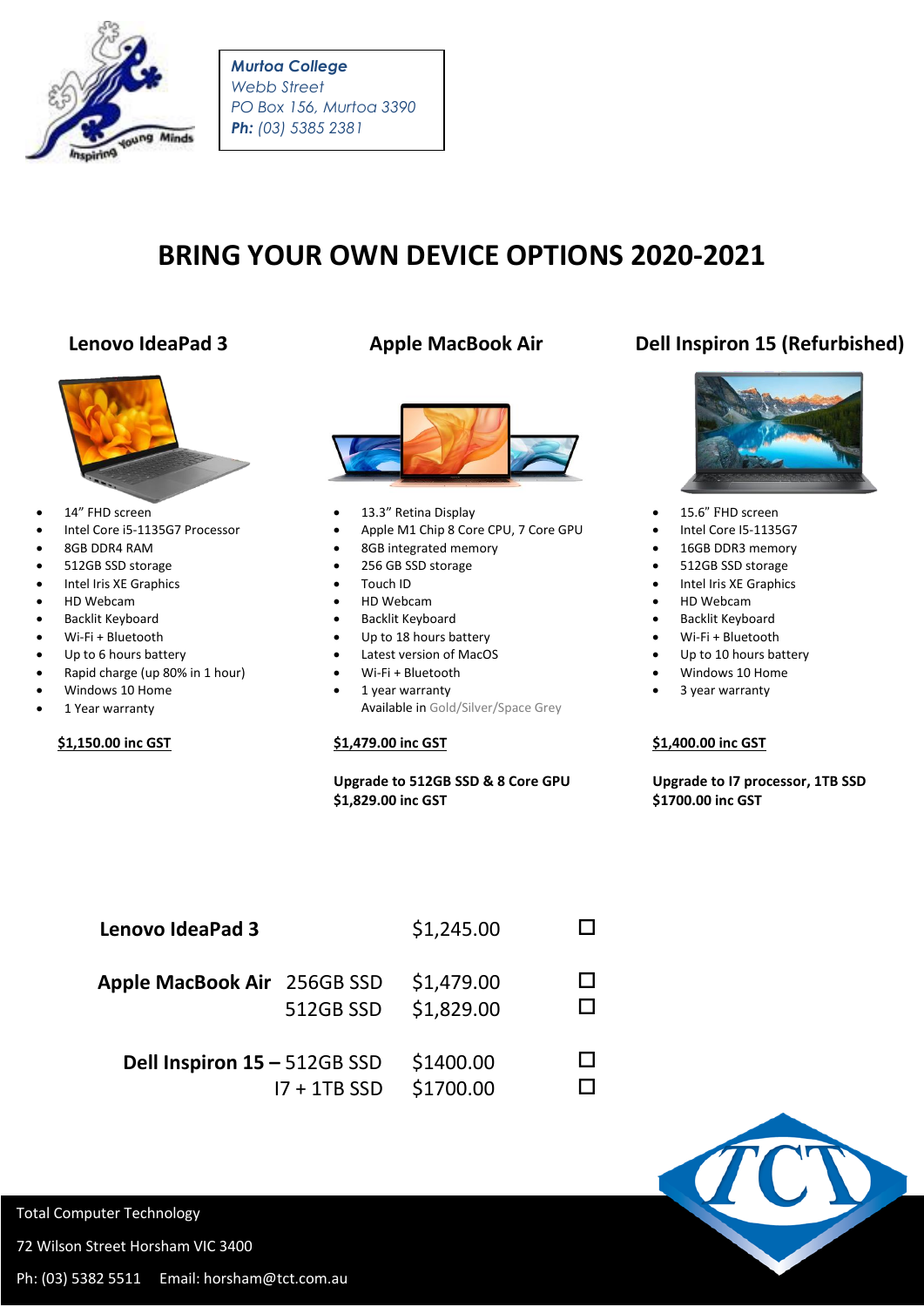*Murtoa College*
*Webb Street*
*PO Box 156, Murtoa 3390*
***Ph:** (03) 5385 2381*

# BRING YOUR OWN DEVICE OPTIONS 2020-2021

## Lenovo IdeaPad 3

- 14" FHD screen
- Intel Core i5-1135G7 Processor
- 8GB DDR4 RAM
- 512GB SSD storage
- Intel Iris XE Graphics
- HD Webcam
- Backlit Keyboard
- Wi-Fi + Bluetooth
- Up to 6 hours battery
- Rapid charge (up 80% in 1 hour)
- Windows 10 Home
- 1 Year warranty

**$1,150.00 inc GST**

## Apple MacBook Air

- 13.3" Retina Display
- Apple M1 Chip 8 Core CPU, 7 Core GPU
- 8GB integrated memory
- 256 GB SSD storage
- Touch ID
- HD Webcam
- Backlit Keyboard
- Up to 18 hours battery
- Latest version of MacOS
- Wi-Fi + Bluetooth
- 1 year warranty

Available in Gold/Silver/Space Grey

**$1,479.00 inc GST**

**Upgrade to 512GB SSD & 8 Core GPU**
**$1,829.00 inc GST**

## Dell Inspiron 15 (Refurbished)

- 15.6" FHD screen
- Intel Core I5-1135G7
- 16GB DDR3 memory
- 512GB SSD storage
- Intel Iris XE Graphics
- HD Webcam
- Backlit Keyboard
- Wi-Fi + Bluetooth
- Up to 10 hours battery
- Windows 10 Home
- 3 year warranty

**$1,400.00 inc GST**

**Upgrade to I7 processor, 1TB SSD**
**$1700.00 inc GST**

| Device | Option | Price | |
|---|---|---|---|
| **Lenovo IdeaPad 3** | | $1,245.00 | ☐ |
| **Apple MacBook Air** | 256GB SSD | $1,479.00 | ☐ |
| | 512GB SSD | $1,829.00 | ☐ |
| **Dell Inspiron 15 –** | 512GB SSD | $1400.00 | ☐ |
| | I7 + 1TB SSD | $1700.00 | ☐ |

Total Computer Technology
72 Wilson Street Horsham VIC 3400
Ph: (03) 5382 5511 Email: horsham@tct.com.au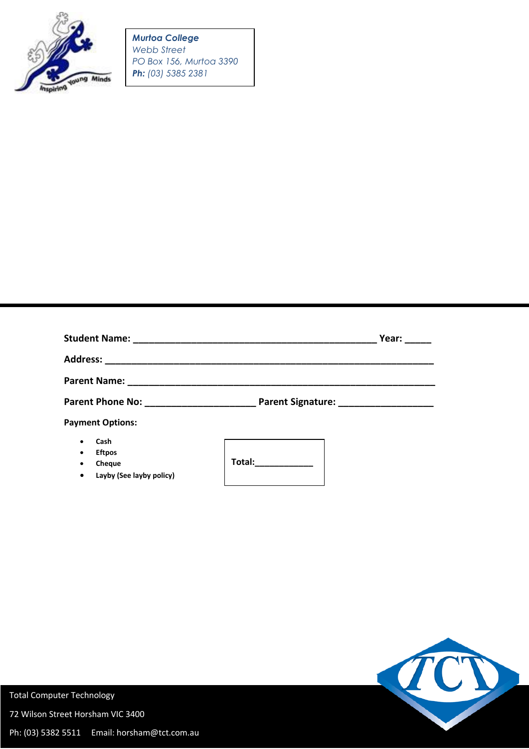*Murtoa College*
*Webb Street*
*PO Box 156, Murtoa 3390*
***Ph:*** *(03) 5385 2381*

**Student Name: ______________________________________________ Year: _____**

**Address: ______________________________________________________________**

**Parent Name: __________________________________________________________**

**Parent Phone No: ____________________ Parent Signature: _________________**

**Payment Options:**

- **Cash**
- **Eftpos**
- **Cheque**
- **Layby (See layby policy)**

**Total:___________**

Total Computer Technology

72 Wilson Street Horsham VIC 3400

Ph: (03) 5382 5511 Email: horsham@tct.com.au